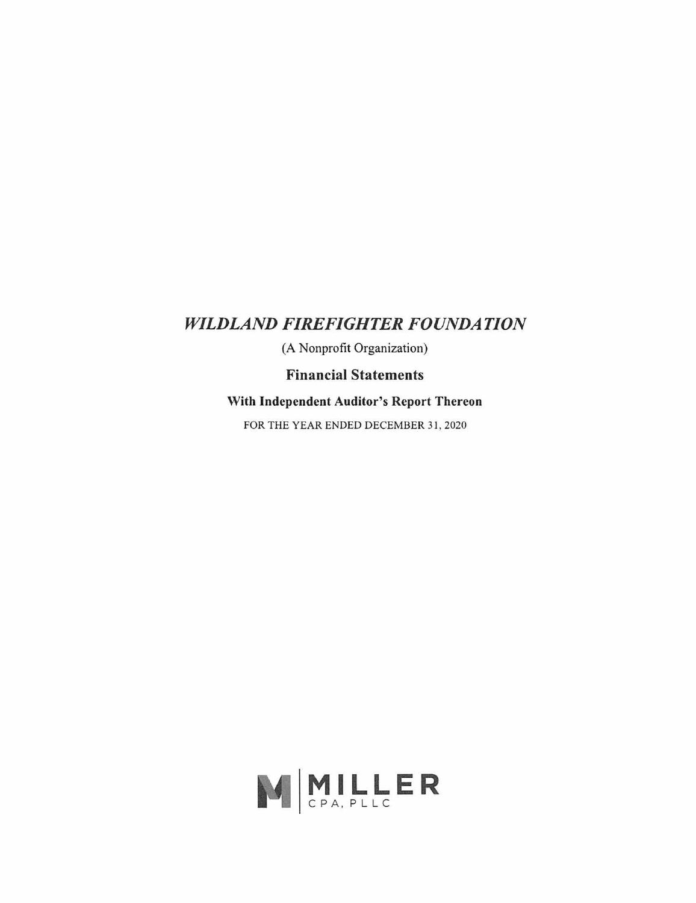# *WILDLAND FIREFIGHTER FOUNDATION*

(A Nonprofit Organization)

## Financial Statements

### With Independent Auditor's Report Thereon

FOR THE YEAR ENDED DECEMBER 31, 2020

MILLER
CPA, PLLC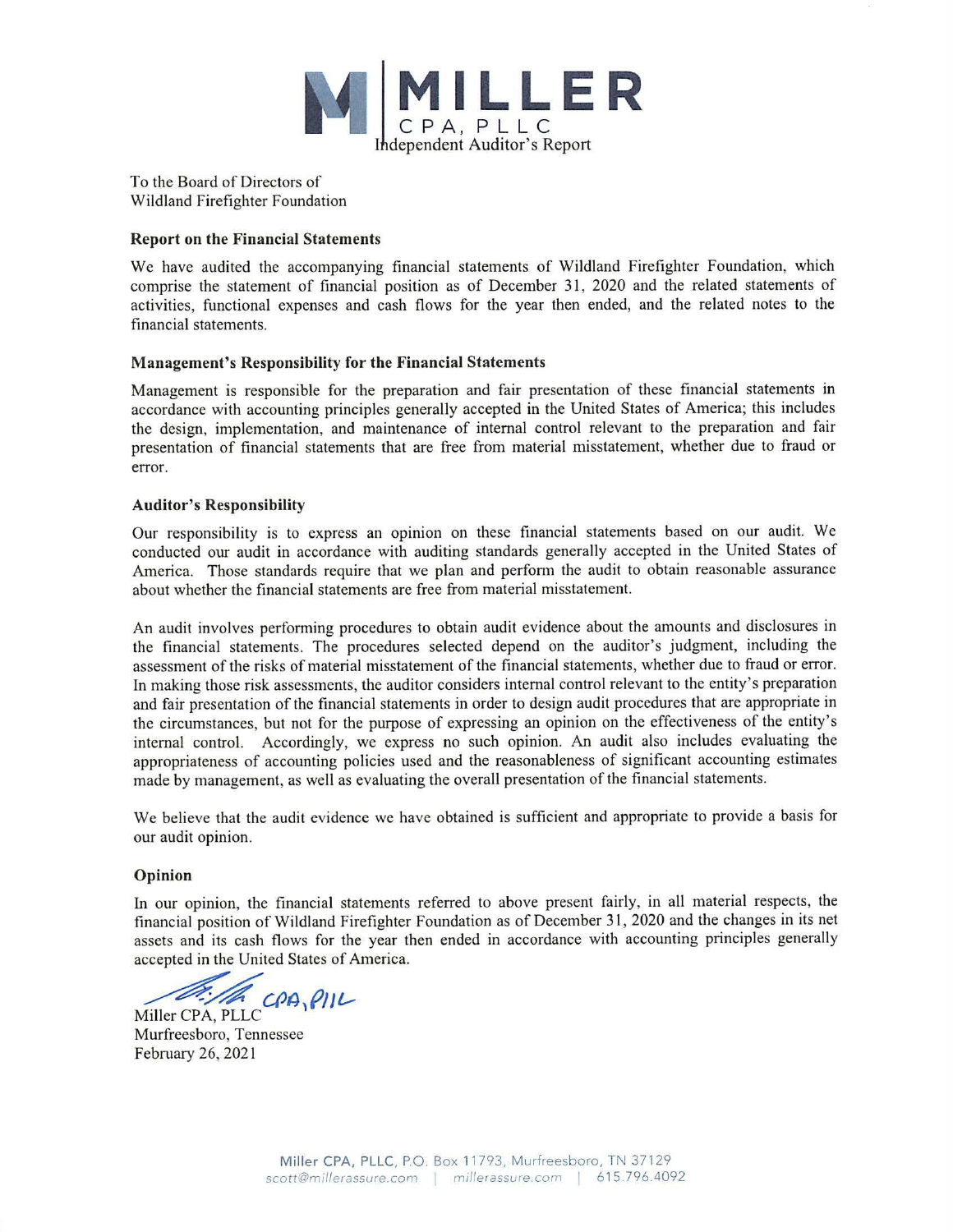# Independent Auditor's Report

To the Board of Directors of
Wildland Firefighter Foundation

## Report on the Financial Statements

We have audited the accompanying financial statements of Wildland Firefighter Foundation, which comprise the statement of financial position as of December 31, 2020 and the related statements of activities, functional expenses and cash flows for the year then ended, and the related notes to the financial statements.

## Management's Responsibility for the Financial Statements

Management is responsible for the preparation and fair presentation of these financial statements in accordance with accounting principles generally accepted in the United States of America; this includes the design, implementation, and maintenance of internal control relevant to the preparation and fair presentation of financial statements that are free from material misstatement, whether due to fraud or error.

## Auditor's Responsibility

Our responsibility is to express an opinion on these financial statements based on our audit. We conducted our audit in accordance with auditing standards generally accepted in the United States of America. Those standards require that we plan and perform the audit to obtain reasonable assurance about whether the financial statements are free from material misstatement.

An audit involves performing procedures to obtain audit evidence about the amounts and disclosures in the financial statements. The procedures selected depend on the auditor's judgment, including the assessment of the risks of material misstatement of the financial statements, whether due to fraud or error. In making those risk assessments, the auditor considers internal control relevant to the entity's preparation and fair presentation of the financial statements in order to design audit procedures that are appropriate in the circumstances, but not for the purpose of expressing an opinion on the effectiveness of the entity's internal control. Accordingly, we express no such opinion. An audit also includes evaluating the appropriateness of accounting policies used and the reasonableness of significant accounting estimates made by management, as well as evaluating the overall presentation of the financial statements.

We believe that the audit evidence we have obtained is sufficient and appropriate to provide a basis for our audit opinion.

## Opinion

In our opinion, the financial statements referred to above present fairly, in all material respects, the financial position of Wildland Firefighter Foundation as of December 31, 2020 and the changes in its net assets and its cash flows for the year then ended in accordance with accounting principles generally accepted in the United States of America.

Miller CPA, PLLC
Murfreesboro, Tennessee
February 26, 2021

Miller CPA, PLLC, P.O. Box 11793, Murfreesboro, TN 37129
scott@millerassure.com | millerassure.com | 615.796.4092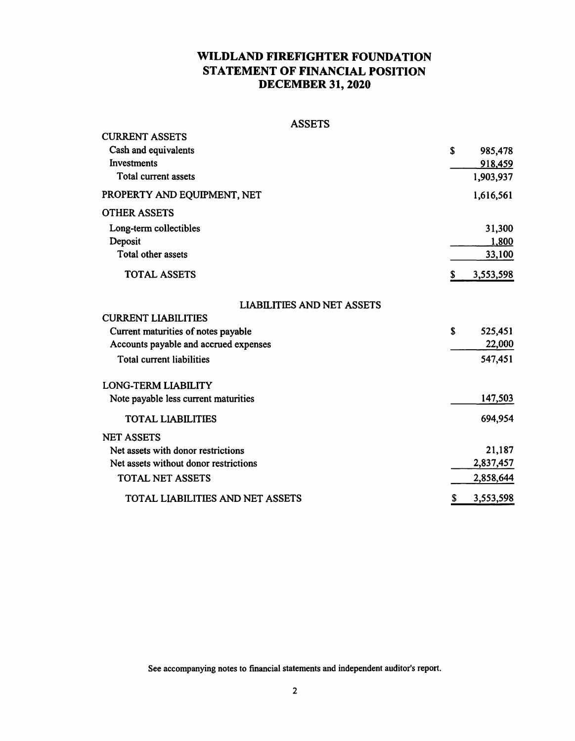# WILDLAND FIREFIGHTER FOUNDATION
# STATEMENT OF FINANCIAL POSITION
# DECEMBER 31, 2020

| ASSETS | |
|---|---|
| **CURRENT ASSETS** | |
| Cash and equivalents | $ 985,478 |
| Investments | 918,459 |
| Total current assets | 1,903,937 |
| **PROPERTY AND EQUIPMENT, NET** | 1,616,561 |
| **OTHER ASSETS** | |
| Long-term collectibles | 31,300 |
| Deposit | 1,800 |
| Total other assets | 33,100 |
| **TOTAL ASSETS** | $ 3,553,598 |

| LIABILITIES AND NET ASSETS | |
|---|---|
| **CURRENT LIABILITIES** | |
| Current maturities of notes payable | $ 525,451 |
| Accounts payable and accrued expenses | 22,000 |
| Total current liabilities | 547,451 |
| **LONG-TERM LIABILITY** | |
| Note payable less current maturities | 147,503 |
| **TOTAL LIABILITIES** | 694,954 |
| **NET ASSETS** | |
| Net assets with donor restrictions | 21,187 |
| Net assets without donor restrictions | 2,837,457 |
| TOTAL NET ASSETS | 2,858,644 |
| **TOTAL LIABILITIES AND NET ASSETS** | $ 3,553,598 |

See accompanying notes to financial statements and independent auditor's report.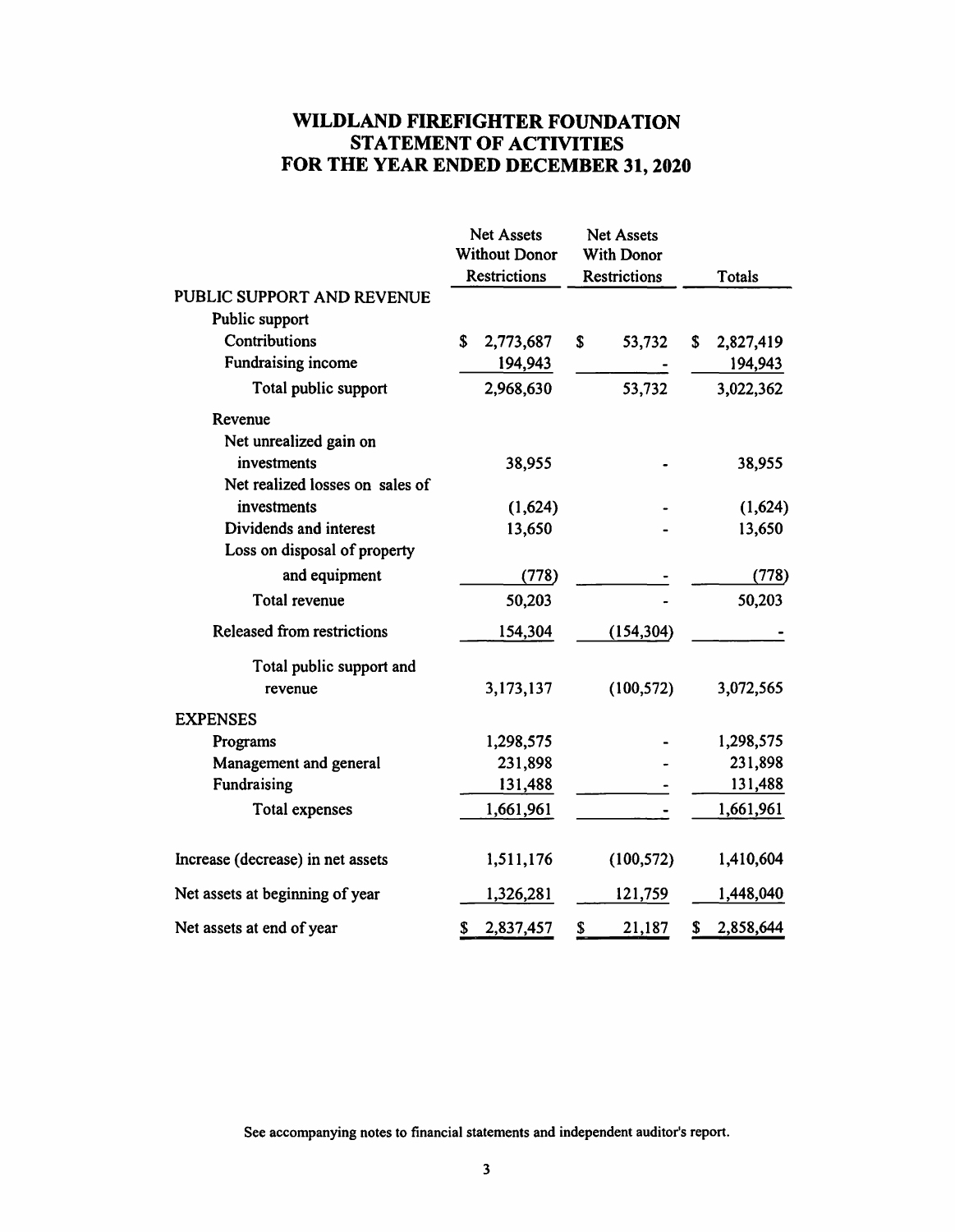# WILDLAND FIREFIGHTER FOUNDATION
# STATEMENT OF ACTIVITIES
# FOR THE YEAR ENDED DECEMBER 31, 2020

| | Net Assets Without Donor Restrictions | Net Assets With Donor Restrictions | Totals |
|---|---|---|---|
| PUBLIC SUPPORT AND REVENUE | | | |
| Public support | | | |
| Contributions | $ 2,773,687 | $ 53,732 | $ 2,827,419 |
| Fundraising income | 194,943 | - | 194,943 |
| Total public support | 2,968,630 | 53,732 | 3,022,362 |
| Revenue | | | |
| Net unrealized gain on investments | 38,955 | - | 38,955 |
| Net realized losses on sales of investments | (1,624) | - | (1,624) |
| Dividends and interest | 13,650 | - | 13,650 |
| Loss on disposal of property and equipment | (778) | - | (778) |
| Total revenue | 50,203 | - | 50,203 |
| Released from restrictions | 154,304 | (154,304) | - |
| Total public support and revenue | 3,173,137 | (100,572) | 3,072,565 |
| EXPENSES | | | |
| Programs | 1,298,575 | - | 1,298,575 |
| Management and general | 231,898 | - | 231,898 |
| Fundraising | 131,488 | - | 131,488 |
| Total expenses | 1,661,961 | - | 1,661,961 |
| Increase (decrease) in net assets | 1,511,176 | (100,572) | 1,410,604 |
| Net assets at beginning of year | 1,326,281 | 121,759 | 1,448,040 |
| Net assets at end of year | $ 2,837,457 | $ 21,187 | $ 2,858,644 |

See accompanying notes to financial statements and independent auditor's report.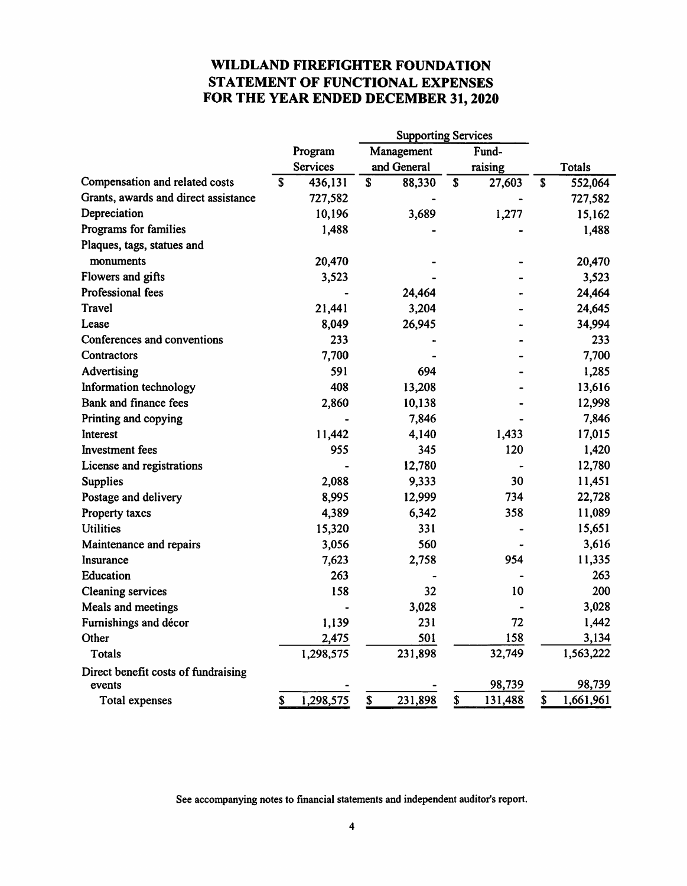# WILDLAND FIREFIGHTER FOUNDATION
# STATEMENT OF FUNCTIONAL EXPENSES
# FOR THE YEAR ENDED DECEMBER 31, 2020

| | Program Services | Supporting Services | | Totals |
|---|---|---|---|---|
| | | Management and General | Fund-raising | |
| Compensation and related costs | $ 436,131 | $ 88,330 | $ 27,603 | $ 552,064 |
| Grants, awards and direct assistance | 727,582 | - | - | 727,582 |
| Depreciation | 10,196 | 3,689 | 1,277 | 15,162 |
| Programs for families | 1,488 | - | - | 1,488 |
| Plaques, tags, statues and monuments | 20,470 | - | - | 20,470 |
| Flowers and gifts | 3,523 | - | - | 3,523 |
| Professional fees | - | 24,464 | - | 24,464 |
| Travel | 21,441 | 3,204 | - | 24,645 |
| Lease | 8,049 | 26,945 | - | 34,994 |
| Conferences and conventions | 233 | - | - | 233 |
| Contractors | 7,700 | - | - | 7,700 |
| Advertising | 591 | 694 | - | 1,285 |
| Information technology | 408 | 13,208 | - | 13,616 |
| Bank and finance fees | 2,860 | 10,138 | - | 12,998 |
| Printing and copying | - | 7,846 | - | 7,846 |
| Interest | 11,442 | 4,140 | 1,433 | 17,015 |
| Investment fees | 955 | 345 | 120 | 1,420 |
| License and registrations | - | 12,780 | - | 12,780 |
| Supplies | 2,088 | 9,333 | 30 | 11,451 |
| Postage and delivery | 8,995 | 12,999 | 734 | 22,728 |
| Property taxes | 4,389 | 6,342 | 358 | 11,089 |
| Utilities | 15,320 | 331 | - | 15,651 |
| Maintenance and repairs | 3,056 | 560 | - | 3,616 |
| Insurance | 7,623 | 2,758 | 954 | 11,335 |
| Education | 263 | - | - | 263 |
| Cleaning services | 158 | 32 | 10 | 200 |
| Meals and meetings | - | 3,028 | - | 3,028 |
| Furnishings and décor | 1,139 | 231 | 72 | 1,442 |
| Other | 2,475 | 501 | 158 | 3,134 |
| Totals | 1,298,575 | 231,898 | 32,749 | 1,563,222 |
| Direct benefit costs of fundraising events | - | - | 98,739 | 98,739 |
| Total expenses | $ 1,298,575 | $ 231,898 | $ 131,488 | $ 1,661,961 |

See accompanying notes to financial statements and independent auditor's report.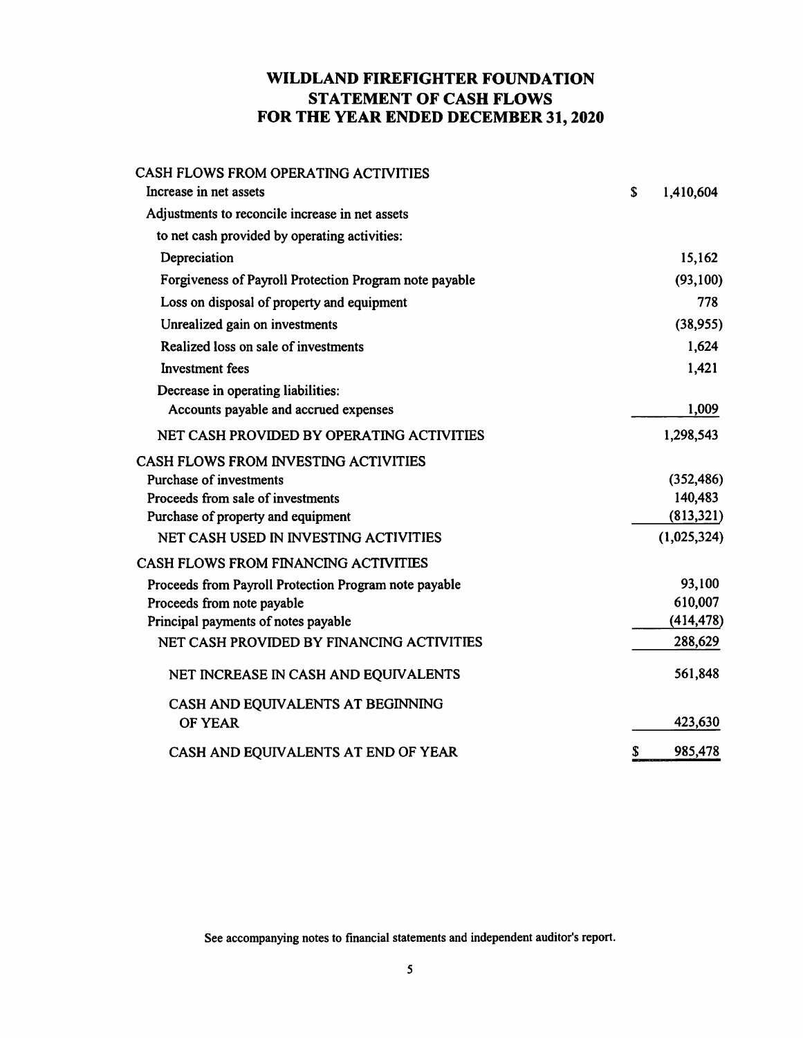# WILDLAND FIREFIGHTER FOUNDATION
## STATEMENT OF CASH FLOWS
## FOR THE YEAR ENDED DECEMBER 31, 2020

| | |
|---|---|
| **CASH FLOWS FROM OPERATING ACTIVITIES** | |
| Increase in net assets | $ 1,410,604 |
| Adjustments to reconcile increase in net assets to net cash provided by operating activities: | |
| Depreciation | 15,162 |
| Forgiveness of Payroll Protection Program note payable | (93,100) |
| Loss on disposal of property and equipment | 778 |
| Unrealized gain on investments | (38,955) |
| Realized loss on sale of investments | 1,624 |
| Investment fees | 1,421 |
| Decrease in operating liabilities: | |
| Accounts payable and accrued expenses | 1,009 |
| NET CASH PROVIDED BY OPERATING ACTIVITIES | 1,298,543 |
| **CASH FLOWS FROM INVESTING ACTIVITIES** | |
| Purchase of investments | (352,486) |
| Proceeds from sale of investments | 140,483 |
| Purchase of property and equipment | (813,321) |
| NET CASH USED IN INVESTING ACTIVITIES | (1,025,324) |
| **CASH FLOWS FROM FINANCING ACTIVITIES** | |
| Proceeds from Payroll Protection Program note payable | 93,100 |
| Proceeds from note payable | 610,007 |
| Principal payments of notes payable | (414,478) |
| NET CASH PROVIDED BY FINANCING ACTIVITIES | 288,629 |
| NET INCREASE IN CASH AND EQUIVALENTS | 561,848 |
| CASH AND EQUIVALENTS AT BEGINNING OF YEAR | 423,630 |
| CASH AND EQUIVALENTS AT END OF YEAR | $ 985,478 |

See accompanying notes to financial statements and independent auditor's report.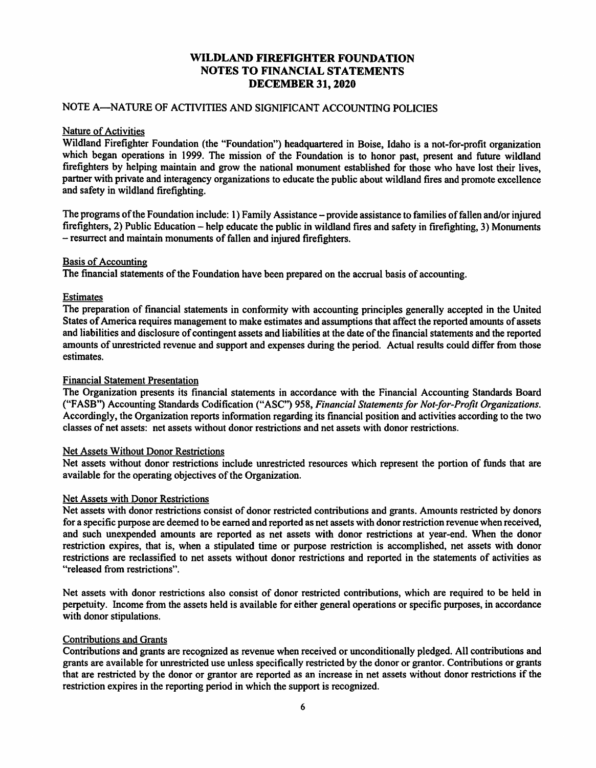# WILDLAND FIREFIGHTER FOUNDATION
# NOTES TO FINANCIAL STATEMENTS
# DECEMBER 31, 2020

## NOTE A—NATURE OF ACTIVITIES AND SIGNIFICANT ACCOUNTING POLICIES

### Nature of Activities

Wildland Firefighter Foundation (the "Foundation") headquartered in Boise, Idaho is a not-for-profit organization which began operations in 1999. The mission of the Foundation is to honor past, present and future wildland firefighters by helping maintain and grow the national monument established for those who have lost their lives, partner with private and interagency organizations to educate the public about wildland fires and promote excellence and safety in wildland firefighting.

The programs of the Foundation include: 1) Family Assistance – provide assistance to families of fallen and/or injured firefighters, 2) Public Education – help educate the public in wildland fires and safety in firefighting, 3) Monuments – resurrect and maintain monuments of fallen and injured firefighters.

### Basis of Accounting

The financial statements of the Foundation have been prepared on the accrual basis of accounting.

### Estimates

The preparation of financial statements in conformity with accounting principles generally accepted in the United States of America requires management to make estimates and assumptions that affect the reported amounts of assets and liabilities and disclosure of contingent assets and liabilities at the date of the financial statements and the reported amounts of unrestricted revenue and support and expenses during the period. Actual results could differ from those estimates.

### Financial Statement Presentation

The Organization presents its financial statements in accordance with the Financial Accounting Standards Board ("FASB") Accounting Standards Codification ("ASC") 958, *Financial Statements for Not-for-Profit Organizations*. Accordingly, the Organization reports information regarding its financial position and activities according to the two classes of net assets: net assets without donor restrictions and net assets with donor restrictions.

### Net Assets Without Donor Restrictions

Net assets without donor restrictions include unrestricted resources which represent the portion of funds that are available for the operating objectives of the Organization.

### Net Assets with Donor Restrictions

Net assets with donor restrictions consist of donor restricted contributions and grants. Amounts restricted by donors for a specific purpose are deemed to be earned and reported as net assets with donor restriction revenue when received, and such unexpended amounts are reported as net assets with donor restrictions at year-end. When the donor restriction expires, that is, when a stipulated time or purpose restriction is accomplished, net assets with donor restrictions are reclassified to net assets without donor restrictions and reported in the statements of activities as "released from restrictions".

Net assets with donor restrictions also consist of donor restricted contributions, which are required to be held in perpetuity. Income from the assets held is available for either general operations or specific purposes, in accordance with donor stipulations.

### Contributions and Grants

Contributions and grants are recognized as revenue when received or unconditionally pledged. All contributions and grants are available for unrestricted use unless specifically restricted by the donor or grantor. Contributions or grants that are restricted by the donor or grantor are reported as an increase in net assets without donor restrictions if the restriction expires in the reporting period in which the support is recognized.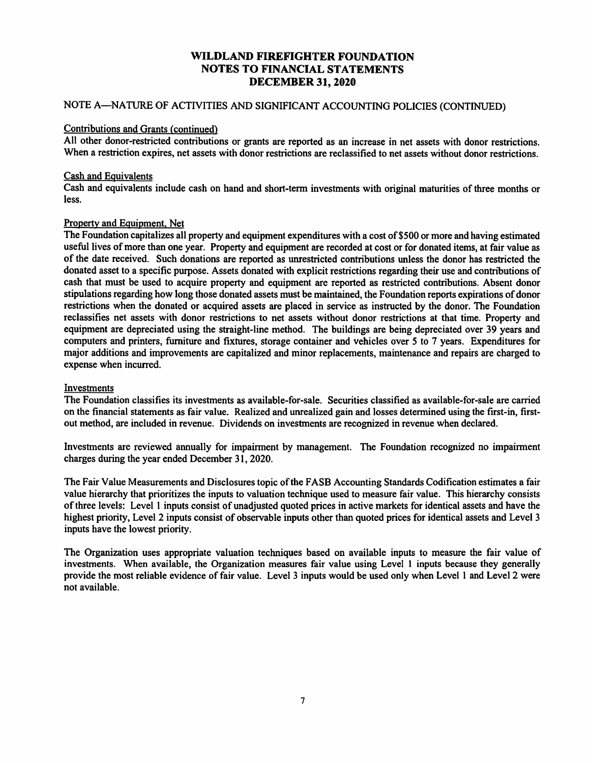# WILDLAND FIREFIGHTER FOUNDATION
# NOTES TO FINANCIAL STATEMENTS
# DECEMBER 31, 2020

## NOTE A—NATURE OF ACTIVITIES AND SIGNIFICANT ACCOUNTING POLICIES (CONTINUED)

### Contributions and Grants (continued)

All other donor-restricted contributions or grants are reported as an increase in net assets with donor restrictions. When a restriction expires, net assets with donor restrictions are reclassified to net assets without donor restrictions.

### Cash and Equivalents

Cash and equivalents include cash on hand and short-term investments with original maturities of three months or less.

### Property and Equipment, Net

The Foundation capitalizes all property and equipment expenditures with a cost of $500 or more and having estimated useful lives of more than one year. Property and equipment are recorded at cost or for donated items, at fair value as of the date received. Such donations are reported as unrestricted contributions unless the donor has restricted the donated asset to a specific purpose. Assets donated with explicit restrictions regarding their use and contributions of cash that must be used to acquire property and equipment are reported as restricted contributions. Absent donor stipulations regarding how long those donated assets must be maintained, the Foundation reports expirations of donor restrictions when the donated or acquired assets are placed in service as instructed by the donor. The Foundation reclassifies net assets with donor restrictions to net assets without donor restrictions at that time. Property and equipment are depreciated using the straight-line method. The buildings are being depreciated over 39 years and computers and printers, furniture and fixtures, storage container and vehicles over 5 to 7 years. Expenditures for major additions and improvements are capitalized and minor replacements, maintenance and repairs are charged to expense when incurred.

### Investments

The Foundation classifies its investments as available-for-sale. Securities classified as available-for-sale are carried on the financial statements as fair value. Realized and unrealized gain and losses determined using the first-in, first-out method, are included in revenue. Dividends on investments are recognized in revenue when declared.

Investments are reviewed annually for impairment by management. The Foundation recognized no impairment charges during the year ended December 31, 2020.

The Fair Value Measurements and Disclosures topic of the FASB Accounting Standards Codification estimates a fair value hierarchy that prioritizes the inputs to valuation technique used to measure fair value. This hierarchy consists of three levels: Level 1 inputs consist of unadjusted quoted prices in active markets for identical assets and have the highest priority, Level 2 inputs consist of observable inputs other than quoted prices for identical assets and Level 3 inputs have the lowest priority.

The Organization uses appropriate valuation techniques based on available inputs to measure the fair value of investments. When available, the Organization measures fair value using Level 1 inputs because they generally provide the most reliable evidence of fair value. Level 3 inputs would be used only when Level 1 and Level 2 were not available.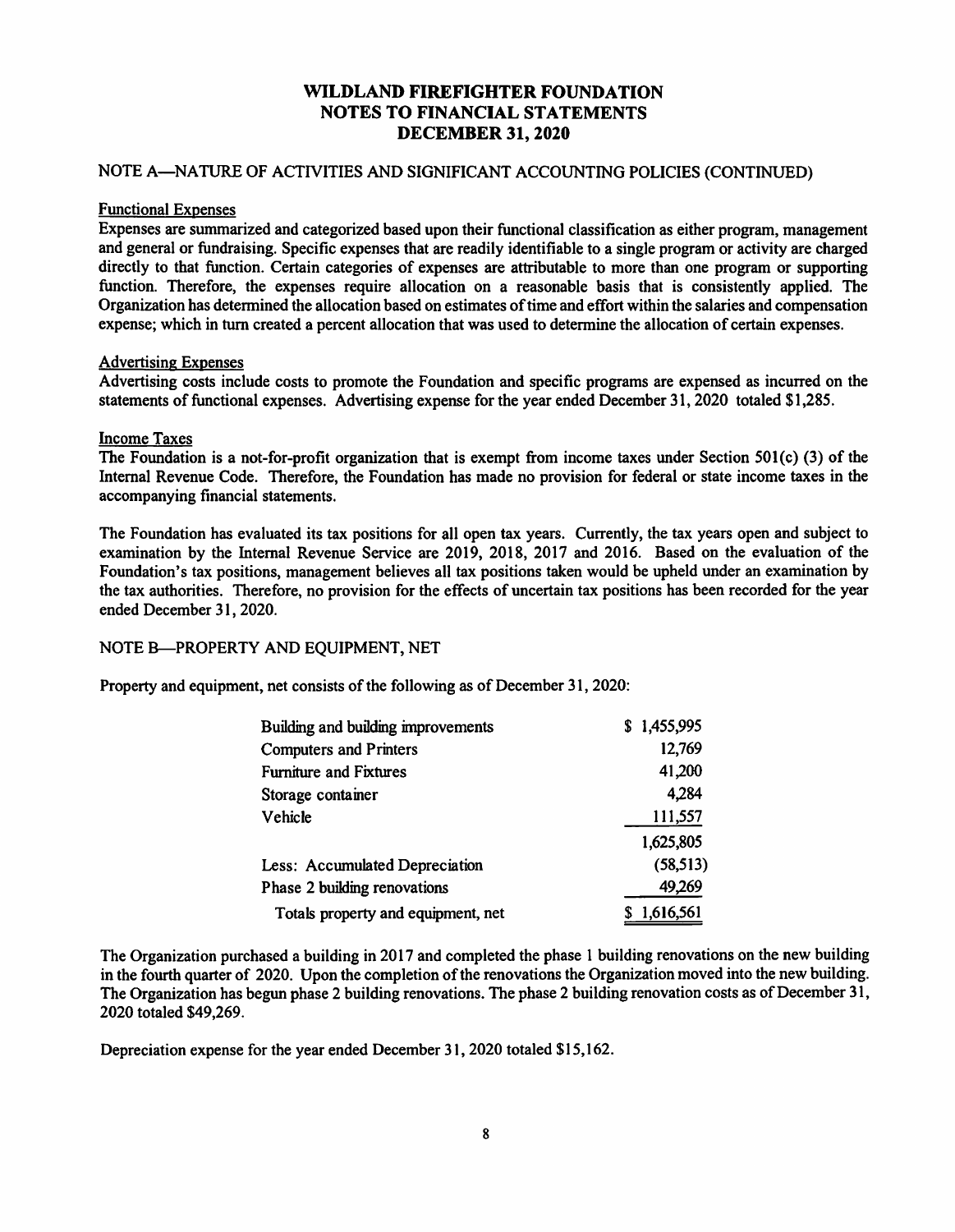# WILDLAND FIREFIGHTER FOUNDATION
# NOTES TO FINANCIAL STATEMENTS
# DECEMBER 31, 2020

## NOTE A—NATURE OF ACTIVITIES AND SIGNIFICANT ACCOUNTING POLICIES (CONTINUED)

### Functional Expenses

Expenses are summarized and categorized based upon their functional classification as either program, management and general or fundraising. Specific expenses that are readily identifiable to a single program or activity are charged directly to that function. Certain categories of expenses are attributable to more than one program or supporting function. Therefore, the expenses require allocation on a reasonable basis that is consistently applied. The Organization has determined the allocation based on estimates of time and effort within the salaries and compensation expense; which in turn created a percent allocation that was used to determine the allocation of certain expenses.

### Advertising Expenses

Advertising costs include costs to promote the Foundation and specific programs are expensed as incurred on the statements of functional expenses. Advertising expense for the year ended December 31, 2020 totaled $1,285.

### Income Taxes

The Foundation is a not-for-profit organization that is exempt from income taxes under Section 501(c) (3) of the Internal Revenue Code. Therefore, the Foundation has made no provision for federal or state income taxes in the accompanying financial statements.

The Foundation has evaluated its tax positions for all open tax years. Currently, the tax years open and subject to examination by the Internal Revenue Service are 2019, 2018, 2017 and 2016. Based on the evaluation of the Foundation's tax positions, management believes all tax positions taken would be upheld under an examination by the tax authorities. Therefore, no provision for the effects of uncertain tax positions has been recorded for the year ended December 31, 2020.

## NOTE B—PROPERTY AND EQUIPMENT, NET

Property and equipment, net consists of the following as of December 31, 2020:

| | |
|---|---|
| Building and building improvements | $ 1,455,995 |
| Computers and Printers | 12,769 |
| Furniture and Fixtures | 41,200 |
| Storage container | 4,284 |
| Vehicle | 111,557 |
| | 1,625,805 |
| Less: Accumulated Depreciation | (58,513) |
| Phase 2 building renovations | 49,269 |
| Totals property and equipment, net | $ 1,616,561 |

The Organization purchased a building in 2017 and completed the phase 1 building renovations on the new building in the fourth quarter of 2020. Upon the completion of the renovations the Organization moved into the new building. The Organization has begun phase 2 building renovations. The phase 2 building renovation costs as of December 31, 2020 totaled $49,269.

Depreciation expense for the year ended December 31, 2020 totaled $15,162.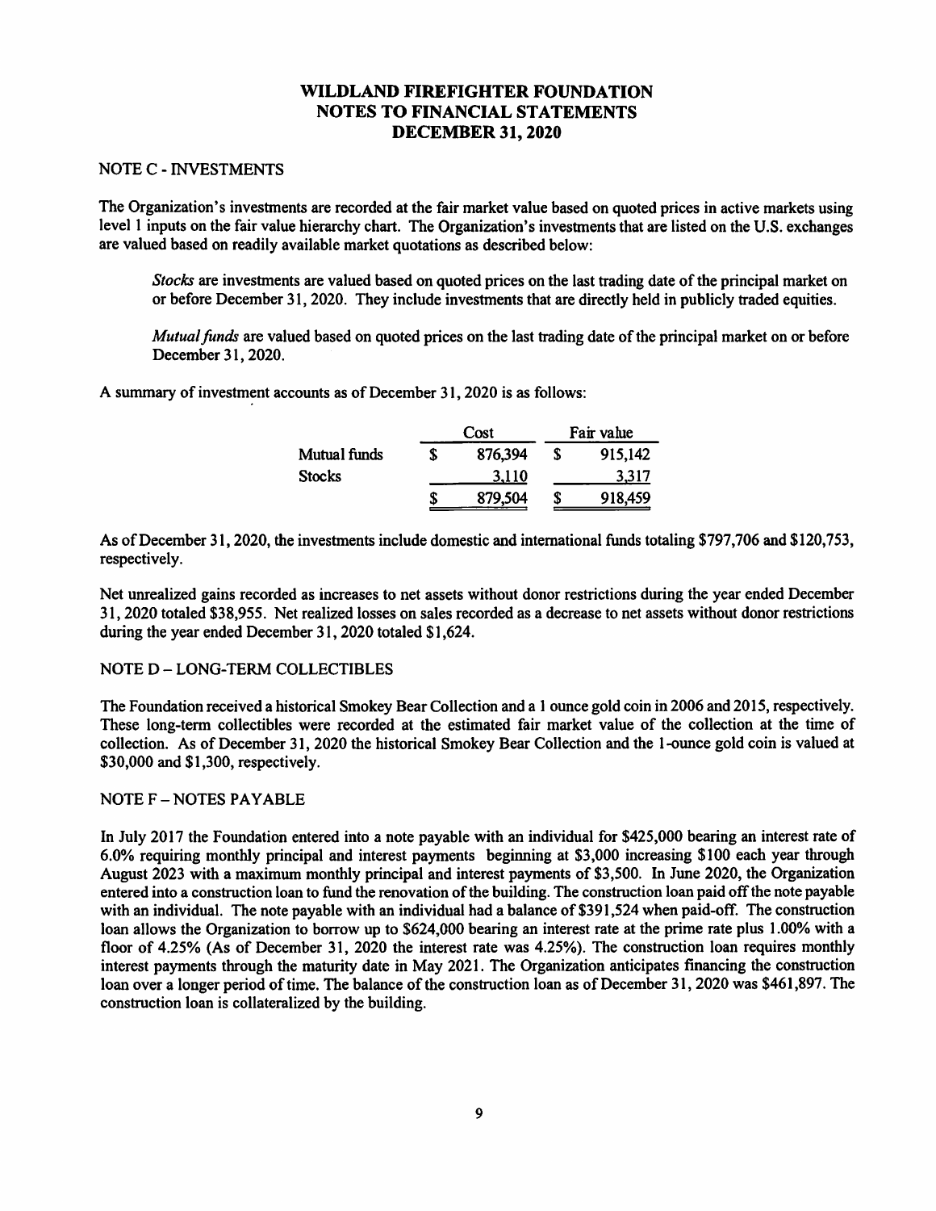# WILDLAND FIREFIGHTER FOUNDATION
# NOTES TO FINANCIAL STATEMENTS
# DECEMBER 31, 2020

## NOTE C - INVESTMENTS

The Organization's investments are recorded at the fair market value based on quoted prices in active markets using level 1 inputs on the fair value hierarchy chart. The Organization's investments that are listed on the U.S. exchanges are valued based on readily available market quotations as described below:

*Stocks* are investments are valued based on quoted prices on the last trading date of the principal market on or before December 31, 2020. They include investments that are directly held in publicly traded equities.

*Mutual funds* are valued based on quoted prices on the last trading date of the principal market on or before December 31, 2020.

A summary of investment accounts as of December 31, 2020 is as follows:

| | Cost | Fair value |
|---|---|---|
| Mutual funds | $ 876,394 | $ 915,142 |
| Stocks | 3,110 | 3,317 |
| | $ 879,504 | $ 918,459 |

As of December 31, 2020, the investments include domestic and international funds totaling $797,706 and $120,753, respectively.

Net unrealized gains recorded as increases to net assets without donor restrictions during the year ended December 31, 2020 totaled $38,955. Net realized losses on sales recorded as a decrease to net assets without donor restrictions during the year ended December 31, 2020 totaled $1,624.

## NOTE D – LONG-TERM COLLECTIBLES

The Foundation received a historical Smokey Bear Collection and a 1 ounce gold coin in 2006 and 2015, respectively. These long-term collectibles were recorded at the estimated fair market value of the collection at the time of collection. As of December 31, 2020 the historical Smokey Bear Collection and the 1-ounce gold coin is valued at $30,000 and $1,300, respectively.

## NOTE F – NOTES PAYABLE

In July 2017 the Foundation entered into a note payable with an individual for $425,000 bearing an interest rate of 6.0% requiring monthly principal and interest payments beginning at $3,000 increasing $100 each year through August 2023 with a maximum monthly principal and interest payments of $3,500. In June 2020, the Organization entered into a construction loan to fund the renovation of the building. The construction loan paid off the note payable with an individual. The note payable with an individual had a balance of $391,524 when paid-off. The construction loan allows the Organization to borrow up to $624,000 bearing an interest rate at the prime rate plus 1.00% with a floor of 4.25% (As of December 31, 2020 the interest rate was 4.25%). The construction loan requires monthly interest payments through the maturity date in May 2021. The Organization anticipates financing the construction loan over a longer period of time. The balance of the construction loan as of December 31, 2020 was $461,897. The construction loan is collateralized by the building.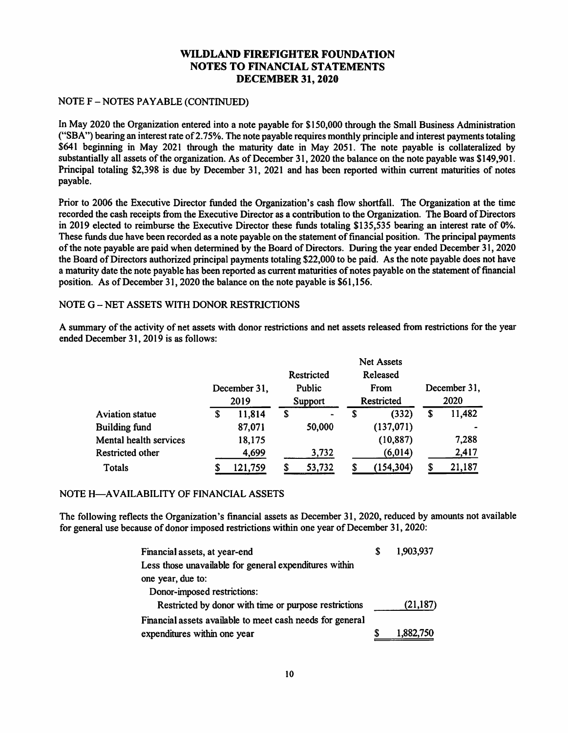# WILDLAND FIREFIGHTER FOUNDATION
# NOTES TO FINANCIAL STATEMENTS
# DECEMBER 31, 2020

NOTE F – NOTES PAYABLE (CONTINUED)

In May 2020 the Organization entered into a note payable for $150,000 through the Small Business Administration ("SBA") bearing an interest rate of 2.75%. The note payable requires monthly principle and interest payments totaling $641 beginning in May 2021 through the maturity date in May 2051. The note payable is collateralized by substantially all assets of the organization. As of December 31, 2020 the balance on the note payable was $149,901. Principal totaling $2,398 is due by December 31, 2021 and has been reported within current maturities of notes payable.

Prior to 2006 the Executive Director funded the Organization's cash flow shortfall. The Organization at the time recorded the cash receipts from the Executive Director as a contribution to the Organization. The Board of Directors in 2019 elected to reimburse the Executive Director these funds totaling $135,535 bearing an interest rate of 0%. These funds due have been recorded as a note payable on the statement of financial position. The principal payments of the note payable are paid when determined by the Board of Directors. During the year ended December 31, 2020 the Board of Directors authorized principal payments totaling $22,000 to be paid. As the note payable does not have a maturity date the note payable has been reported as current maturities of notes payable on the statement of financial position. As of December 31, 2020 the balance on the note payable is $61,156.

NOTE G – NET ASSETS WITH DONOR RESTRICTIONS

A summary of the activity of net assets with donor restrictions and net assets released from restrictions for the year ended December 31, 2019 is as follows:

| | December 31, 2019 | Restricted Public Support | Net Assets Released From Restricted | December 31, 2020 |
|---|---|---|---|---|
| Aviation statue | $ 11,814 | $ - | $ (332) | $ 11,482 |
| Building fund | 87,071 | 50,000 | (137,071) | - |
| Mental health services | 18,175 | | (10,887) | 7,288 |
| Restricted other | 4,699 | 3,732 | (6,014) | 2,417 |
| Totals | $ 121,759 | $ 53,732 | $ (154,304) | $ 21,187 |

NOTE H—AVAILABILITY OF FINANCIAL ASSETS

The following reflects the Organization's financial assets as December 31, 2020, reduced by amounts not available for general use because of donor imposed restrictions within one year of December 31, 2020:

| | |
|---|---|
| Financial assets, at year-end | $ 1,903,937 |
| Less those unavailable for general expenditures within one year, due to: | |
| Donor-imposed restrictions: | |
| Restricted by donor with time or purpose restrictions | (21,187) |
| Financial assets available to meet cash needs for general expenditures within one year | $ 1,882,750 |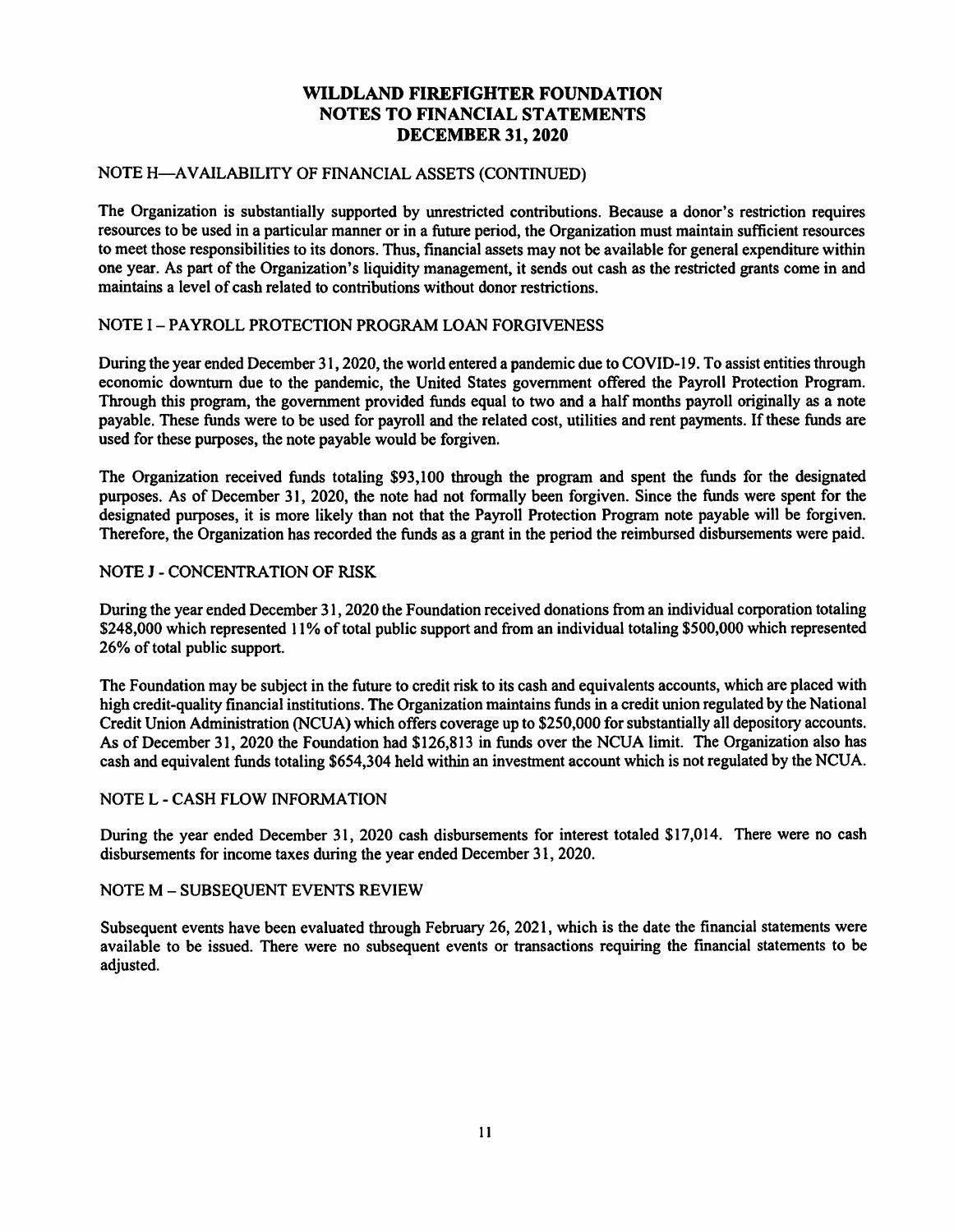# WILDLAND FIREFIGHTER FOUNDATION
# NOTES TO FINANCIAL STATEMENTS
# DECEMBER 31, 2020

## NOTE H—AVAILABILITY OF FINANCIAL ASSETS (CONTINUED)

The Organization is substantially supported by unrestricted contributions. Because a donor's restriction requires resources to be used in a particular manner or in a future period, the Organization must maintain sufficient resources to meet those responsibilities to its donors. Thus, financial assets may not be available for general expenditure within one year. As part of the Organization's liquidity management, it sends out cash as the restricted grants come in and maintains a level of cash related to contributions without donor restrictions.

## NOTE I – PAYROLL PROTECTION PROGRAM LOAN FORGIVENESS

During the year ended December 31, 2020, the world entered a pandemic due to COVID-19. To assist entities through economic downturn due to the pandemic, the United States government offered the Payroll Protection Program. Through this program, the government provided funds equal to two and a half months payroll originally as a note payable. These funds were to be used for payroll and the related cost, utilities and rent payments. If these funds are used for these purposes, the note payable would be forgiven.

The Organization received funds totaling $93,100 through the program and spent the funds for the designated purposes. As of December 31, 2020, the note had not formally been forgiven. Since the funds were spent for the designated purposes, it is more likely than not that the Payroll Protection Program note payable will be forgiven. Therefore, the Organization has recorded the funds as a grant in the period the reimbursed disbursements were paid.

## NOTE J - CONCENTRATION OF RISK

During the year ended December 31, 2020 the Foundation received donations from an individual corporation totaling $248,000 which represented 11% of total public support and from an individual totaling $500,000 which represented 26% of total public support.

The Foundation may be subject in the future to credit risk to its cash and equivalents accounts, which are placed with high credit-quality financial institutions. The Organization maintains funds in a credit union regulated by the National Credit Union Administration (NCUA) which offers coverage up to $250,000 for substantially all depository accounts. As of December 31, 2020 the Foundation had $126,813 in funds over the NCUA limit. The Organization also has cash and equivalent funds totaling $654,304 held within an investment account which is not regulated by the NCUA.

## NOTE L - CASH FLOW INFORMATION

During the year ended December 31, 2020 cash disbursements for interest totaled $17,014. There were no cash disbursements for income taxes during the year ended December 31, 2020.

## NOTE M – SUBSEQUENT EVENTS REVIEW

Subsequent events have been evaluated through February 26, 2021, which is the date the financial statements were available to be issued. There were no subsequent events or transactions requiring the financial statements to be adjusted.